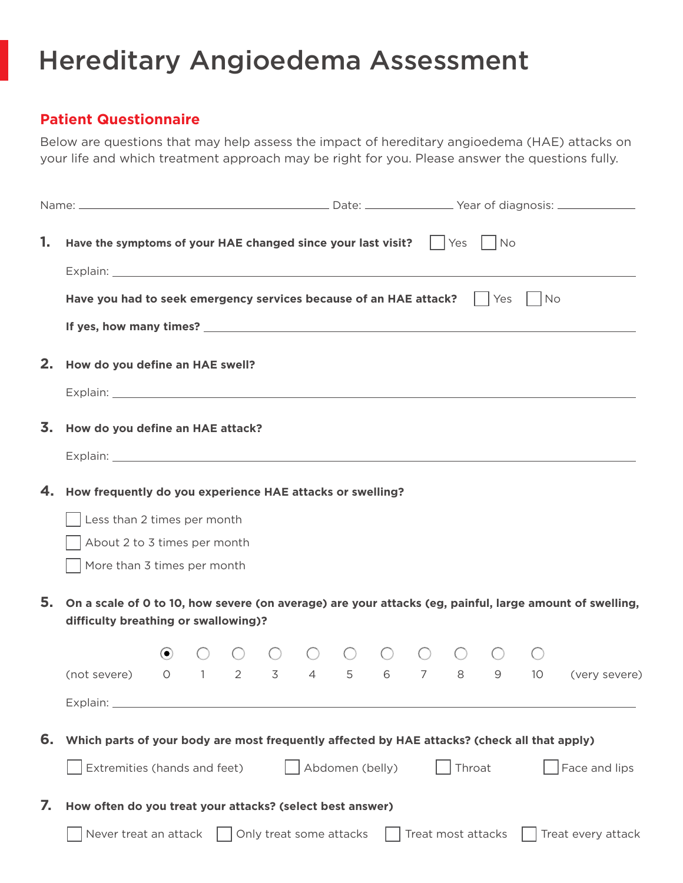# Hereditary Angioedema Assessment

## Patient Questionnaire

Below are questions that may help assess the impact of hereditary angioedema (HAE) attacks on your life and which treatment approach may be right for you. Please answer the questions fully.

Name: ______________________ Date: __________ Year of diagnosis: __________

**1. Have the symptoms of your HAE changed since your last visit?** ☐ Yes ☐ No

Explain: ______________________

**Have you had to seek emergency services because of an HAE attack?** ☐ Yes ☐ No

**If yes, how many times?** ______________________

**2. How do you define an HAE swell?**

Explain: ______________________

**3. How do you define an HAE attack?**

Explain: ______________________

**4. How frequently do you experience HAE attacks or swelling?**

- ☐ Less than 2 times per month
- ☐ About 2 to 3 times per month
- ☐ More than 3 times per month

**5. On a scale of 0 to 10, how severe (on average) are your attacks (eg, painful, large amount of swelling, difficulty breathing or swallowing)?**

(not severe) ◉ 0 ○ 1 ○ 2 ○ 3 ○ 4 ○ 5 ○ 6 ○ 7 ○ 8 ○ 9 ○ 10 (very severe)

Explain: ______________________

**6. Which parts of your body are most frequently affected by HAE attacks? (check all that apply)**

☐ Extremities (hands and feet) ☐ Abdomen (belly) ☐ Throat ☐ Face and lips

**7. How often do you treat your attacks? (select best answer)**

☐ Never treat an attack ☐ Only treat some attacks ☐ Treat most attacks ☐ Treat every attack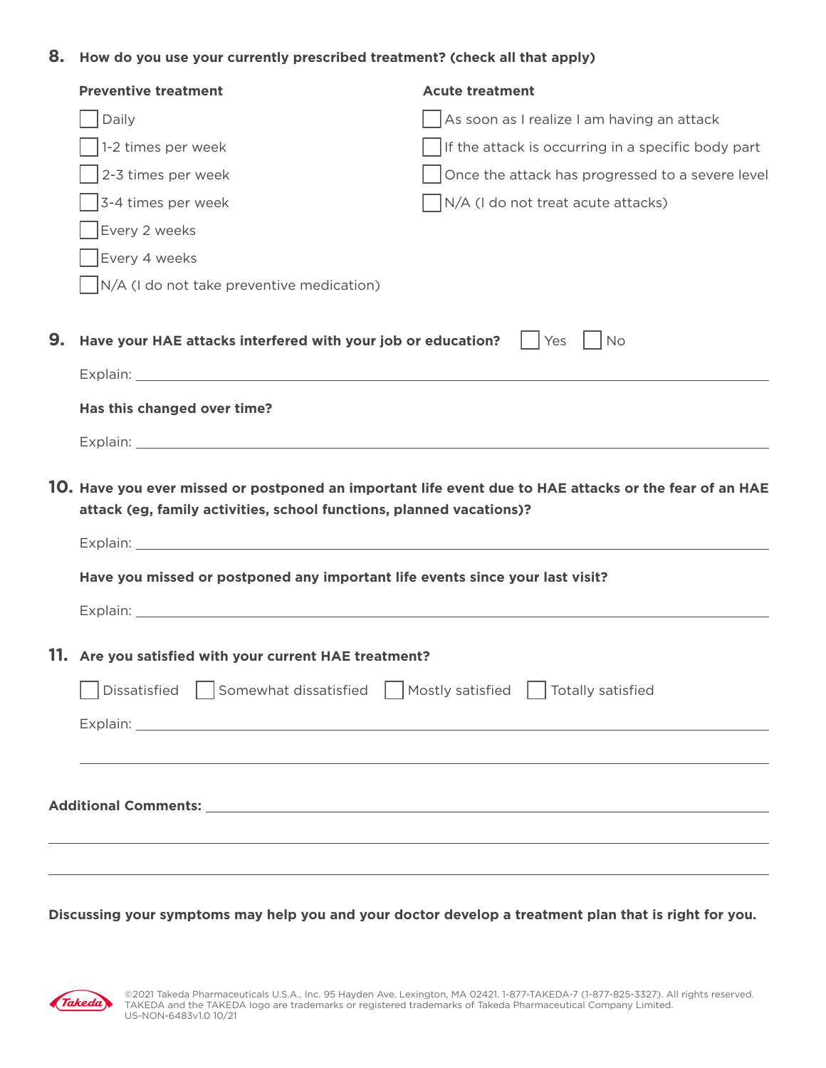**8. How do you use your currently prescribed treatment? (check all that apply)**

**Preventive treatment**

- ☐ Daily
- ☐ 1-2 times per week
- ☐ 2-3 times per week
- ☐ 3-4 times per week
- ☐ Every 2 weeks
- ☐ Every 4 weeks
- ☐ N/A (I do not take preventive medication)

**Acute treatment**

- ☐ As soon as I realize I am having an attack
- ☐ If the attack is occurring in a specific body part
- ☐ Once the attack has progressed to a severe level
- ☐ N/A (I do not treat acute attacks)

**9. Have your HAE attacks interfered with your job or education?** ☐ Yes ☐ No

Explain: \_\_\_\_\_\_\_\_\_\_\_\_\_\_\_\_\_\_\_\_\_\_\_\_\_\_\_\_\_\_\_\_\_\_\_\_\_\_\_\_

**Has this changed over time?**

Explain: \_\_\_\_\_\_\_\_\_\_\_\_\_\_\_\_\_\_\_\_\_\_\_\_\_\_\_\_\_\_\_\_\_\_\_\_\_\_\_\_

**10. Have you ever missed or postponed an important life event due to HAE attacks or the fear of an HAE attack (eg, family activities, school functions, planned vacations)?**

Explain: \_\_\_\_\_\_\_\_\_\_\_\_\_\_\_\_\_\_\_\_\_\_\_\_\_\_\_\_\_\_\_\_\_\_\_\_\_\_\_\_

**Have you missed or postponed any important life events since your last visit?**

Explain: \_\_\_\_\_\_\_\_\_\_\_\_\_\_\_\_\_\_\_\_\_\_\_\_\_\_\_\_\_\_\_\_\_\_\_\_\_\_\_\_

**11. Are you satisfied with your current HAE treatment?**

☐ Dissatisfied ☐ Somewhat dissatisfied ☐ Mostly satisfied ☐ Totally satisfied

Explain: \_\_\_\_\_\_\_\_\_\_\_\_\_\_\_\_\_\_\_\_\_\_\_\_\_\_\_\_\_\_\_\_\_\_\_\_\_\_\_\_

\_\_\_\_\_\_\_\_\_\_\_\_\_\_\_\_\_\_\_\_\_\_\_\_\_\_\_\_\_\_\_\_\_\_\_\_\_\_\_\_

**Additional Comments:** \_\_\_\_\_\_\_\_\_\_\_\_\_\_\_\_\_\_\_\_\_\_\_\_\_\_\_\_\_\_\_\_\_\_\_\_\_\_\_\_

\_\_\_\_\_\_\_\_\_\_\_\_\_\_\_\_\_\_\_\_\_\_\_\_\_\_\_\_\_\_\_\_\_\_\_\_\_\_\_\_

\_\_\_\_\_\_\_\_\_\_\_\_\_\_\_\_\_\_\_\_\_\_\_\_\_\_\_\_\_\_\_\_\_\_\_\_\_\_\_\_

**Discussing your symptoms may help you and your doctor develop a treatment plan that is right for you.**

Takeda

©2021 Takeda Pharmaceuticals U.S.A., Inc. 95 Hayden Ave. Lexington, MA 02421. 1-877-TAKEDA-7 (1-877-825-3327). All rights reserved. TAKEDA and the TAKEDA logo are trademarks or registered trademarks of Takeda Pharmaceutical Company Limited.
US-NON-6483v1.0 10/21